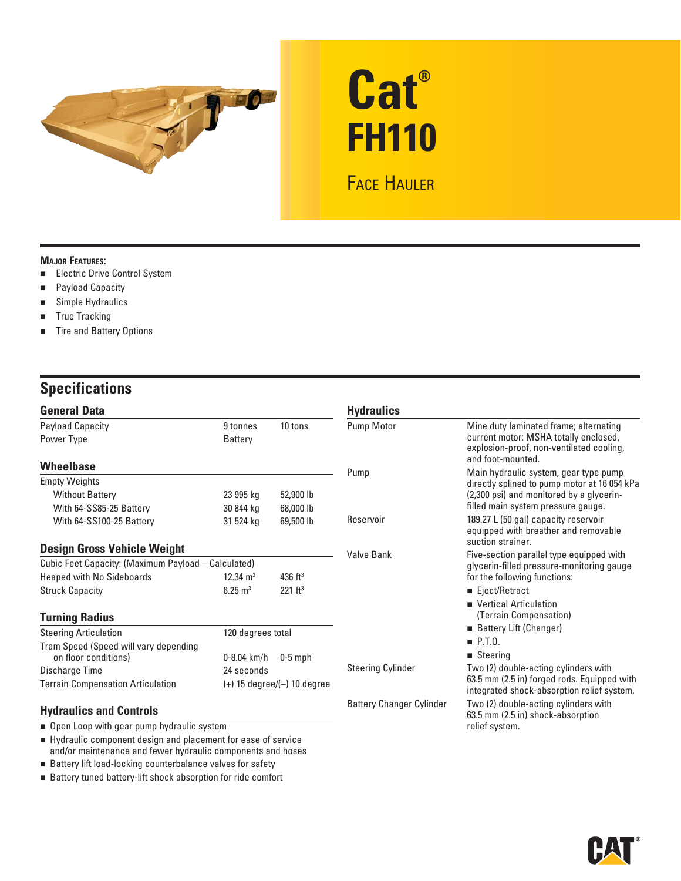# Cat® FH110

## Face Hauler

**Major Features:**

- Electric Drive Control System
- Payload Capacity
- Simple Hydraulics
- True Tracking
- Tire and Battery Options

## Specifications

### General Data

| | | |
|---|---|---|
| Payload Capacity | 9 tonnes | 10 tons |
| Power Type | Battery | |

### Wheelbase

| | | |
|---|---|---|
| Empty Weights | | |
| Without Battery | 23 995 kg | 52,900 lb |
| With 64-SS85-25 Battery | 30 844 kg | 68,000 lb |
| With 64-SS100-25 Battery | 31 524 kg | 69,500 lb |

### Design Gross Vehicle Weight

| | | |
|---|---|---|
| Cubic Feet Capacity: (Maximum Payload – Calculated) | | |
| Heaped with No Sideboards | 12.34 $m^3$ | 436 $ft^3$ |
| Struck Capacity | 6.25 $m^3$ | 221 $ft^3$ |

### Turning Radius

| | | |
|---|---|---|
| Steering Articulation | 120 degrees total | |
| Tram Speed (Speed will vary depending on floor conditions) | 0-8.04 km/h | 0-5 mph |
| Discharge Time | 24 seconds | |
| Terrain Compensation Articulation | (+) 15 degree/(–) 10 degree | |

### Hydraulics and Controls

- Open Loop with gear pump hydraulic system
- Hydraulic component design and placement for ease of service and/or maintenance and fewer hydraulic components and hoses
- Battery lift load-locking counterbalance valves for safety
- Battery tuned battery-lift shock absorption for ride comfort

### Hydraulics

| | |
|---|---|
| Pump Motor | Mine duty laminated frame; alternating current motor: MSHA totally enclosed, explosion-proof, non-ventilated cooling, and foot-mounted. |
| Pump | Main hydraulic system, gear type pump directly splined to pump motor at 16 054 kPa (2,300 psi) and monitored by a glycerin-filled main system pressure gauge. |
| Reservoir | 189.27 L (50 gal) capacity reservoir equipped with breather and removable suction strainer. |
| Valve Bank | Five-section parallel type equipped with glycerin-filled pressure-monitoring gauge for the following functions:<br>■ Eject/Retract<br>■ Vertical Articulation (Terrain Compensation)<br>■ Battery Lift (Changer)<br>■ P.T.O.<br>■ Steering |
| Steering Cylinder | Two (2) double-acting cylinders with 63.5 mm (2.5 in) forged rods. Equipped with integrated shock-absorption relief system. |
| Battery Changer Cylinder | Two (2) double-acting cylinders with 63.5 mm (2.5 in) shock-absorption relief system. |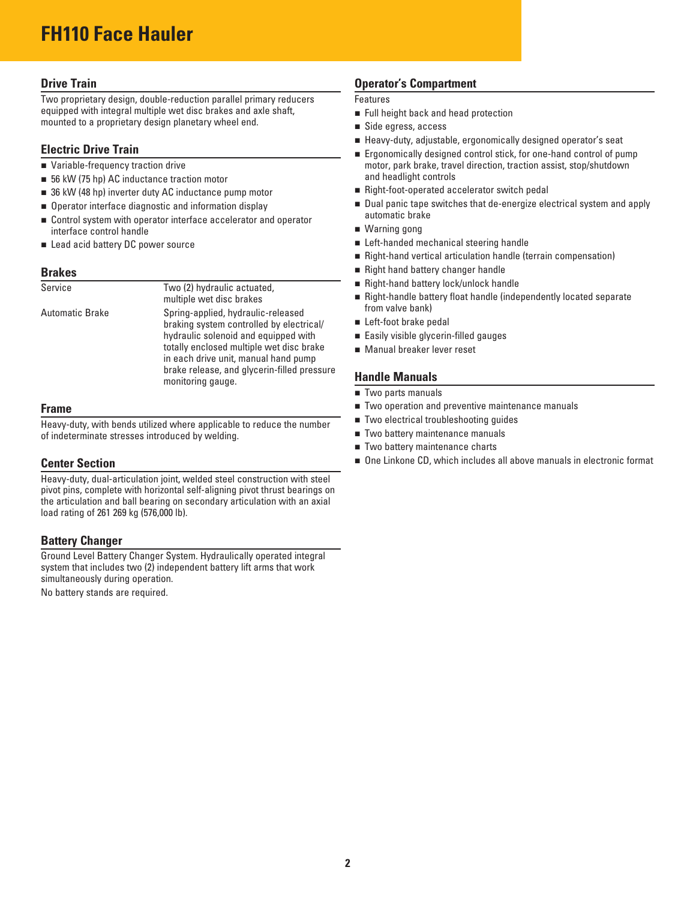# FH110 Face Hauler

## Drive Train

Two proprietary design, double-reduction parallel primary reducers equipped with integral multiple wet disc brakes and axle shaft, mounted to a proprietary design planetary wheel end.

## Electric Drive Train

- Variable-frequency traction drive
- 56 kW (75 hp) AC inductance traction motor
- 36 kW (48 hp) inverter duty AC inductance pump motor
- Operator interface diagnostic and information display
- Control system with operator interface accelerator and operator interface control handle
- Lead acid battery DC power source

## Brakes

| | |
|---|---|
| Service | Two (2) hydraulic actuated, multiple wet disc brakes |
| Automatic Brake | Spring-applied, hydraulic-released braking system controlled by electrical/hydraulic solenoid and equipped with totally enclosed multiple wet disc brake in each drive unit, manual hand pump brake release, and glycerin-filled pressure monitoring gauge. |

## Frame

Heavy-duty, with bends utilized where applicable to reduce the number of indeterminate stresses introduced by welding.

## Center Section

Heavy-duty, dual-articulation joint, welded steel construction with steel pivot pins, complete with horizontal self-aligning pivot thrust bearings on the articulation and ball bearing on secondary articulation with an axial load rating of 261 269 kg (576,000 lb).

## Battery Changer

Ground Level Battery Changer System. Hydraulically operated integral system that includes two (2) independent battery lift arms that work simultaneously during operation.

No battery stands are required.

## Operator's Compartment

Features

- Full height back and head protection
- Side egress, access
- Heavy-duty, adjustable, ergonomically designed operator's seat
- Ergonomically designed control stick, for one-hand control of pump motor, park brake, travel direction, traction assist, stop/shutdown and headlight controls
- Right-foot-operated accelerator switch pedal
- Dual panic tape switches that de-energize electrical system and apply automatic brake
- Warning gong
- Left-handed mechanical steering handle
- Right-hand vertical articulation handle (terrain compensation)
- Right hand battery changer handle
- Right-hand battery lock/unlock handle
- Right-handle battery float handle (independently located separate from valve bank)
- Left-foot brake pedal
- Easily visible glycerin-filled gauges
- Manual breaker lever reset

## Handle Manuals

- Two parts manuals
- Two operation and preventive maintenance manuals
- Two electrical troubleshooting guides
- Two battery maintenance manuals
- Two battery maintenance charts
- One Linkone CD, which includes all above manuals in electronic format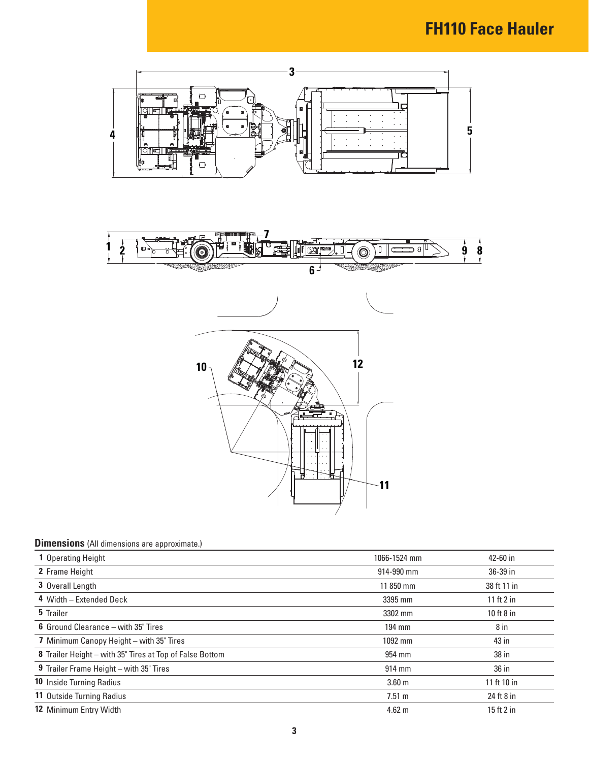# FH110 Face Hauler

## Dimensions (All dimensions are approximate.)

| | | |
|---|---|---|
| **1** Operating Height | 1066-1524 mm | 42-60 in |
| **2** Frame Height | 914-990 mm | 36-39 in |
| **3** Overall Length | 11 850 mm | 38 ft 11 in |
| **4** Width – Extended Deck | 3395 mm | 11 ft 2 in |
| **5** Trailer | 3302 mm | 10 ft 8 in |
| **6** Ground Clearance – with 35" Tires | 194 mm | 8 in |
| **7** Minimum Canopy Height – with 35" Tires | 1092 mm | 43 in |
| **8** Trailer Height – with 35" Tires at Top of False Bottom | 954 mm | 38 in |
| **9** Trailer Frame Height – with 35" Tires | 914 mm | 36 in |
| **10** Inside Turning Radius | 3.60 m | 11 ft 10 in |
| **11** Outside Turning Radius | 7.51 m | 24 ft 8 in |
| **12** Minimum Entry Width | 4.62 m | 15 ft 2 in |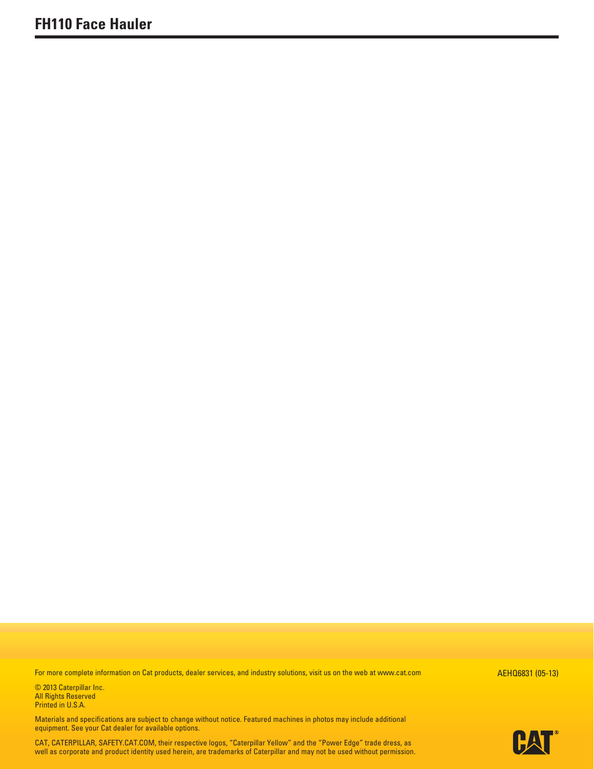For more complete information on Cat products, dealer services, and industry solutions, visit us on the web at www.cat.com

AEHQ6831 (05-13)

© 2013 Caterpillar Inc.
All Rights Reserved
Printed in U.S.A.

Materials and specifications are subject to change without notice. Featured machines in photos may include additional equipment. See your Cat dealer for available options.

CAT, CATERPILLAR, SAFETY.CAT.COM, their respective logos, "Caterpillar Yellow" and the "Power Edge" trade dress, as well as corporate and product identity used herein, are trademarks of Caterpillar and may not be used without permission.